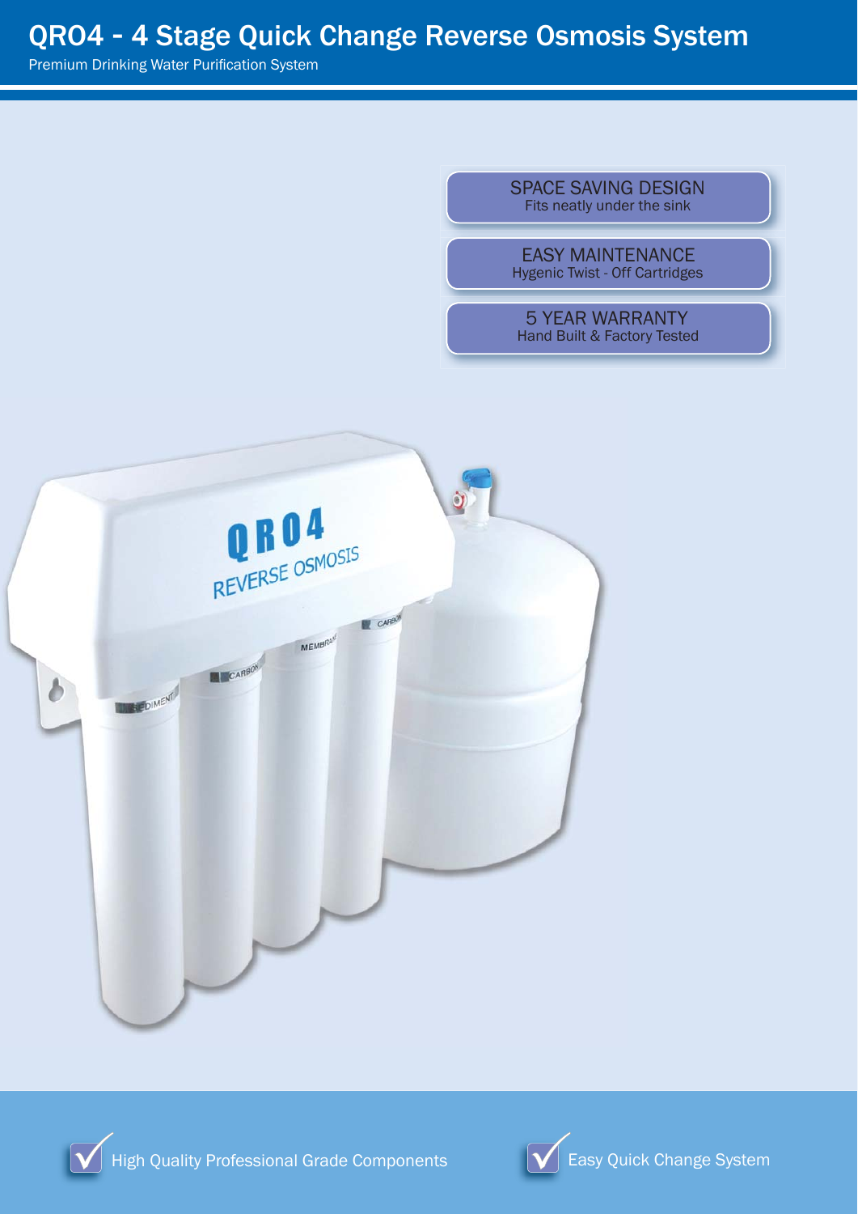# QRO4 - 4 Stage Quick Change Reverse Osmosis System

Premium Drinking Water Purification System

**SPACE SAVING DESIGN**
Fits neatly under the sink

**EASY MAINTENANCE**
Hygenic Twist - Off Cartridges

**5 YEAR WARRANTY**
Hand Built & Factory Tested

- High Quality Professional Grade Components
- Easy Quick Change System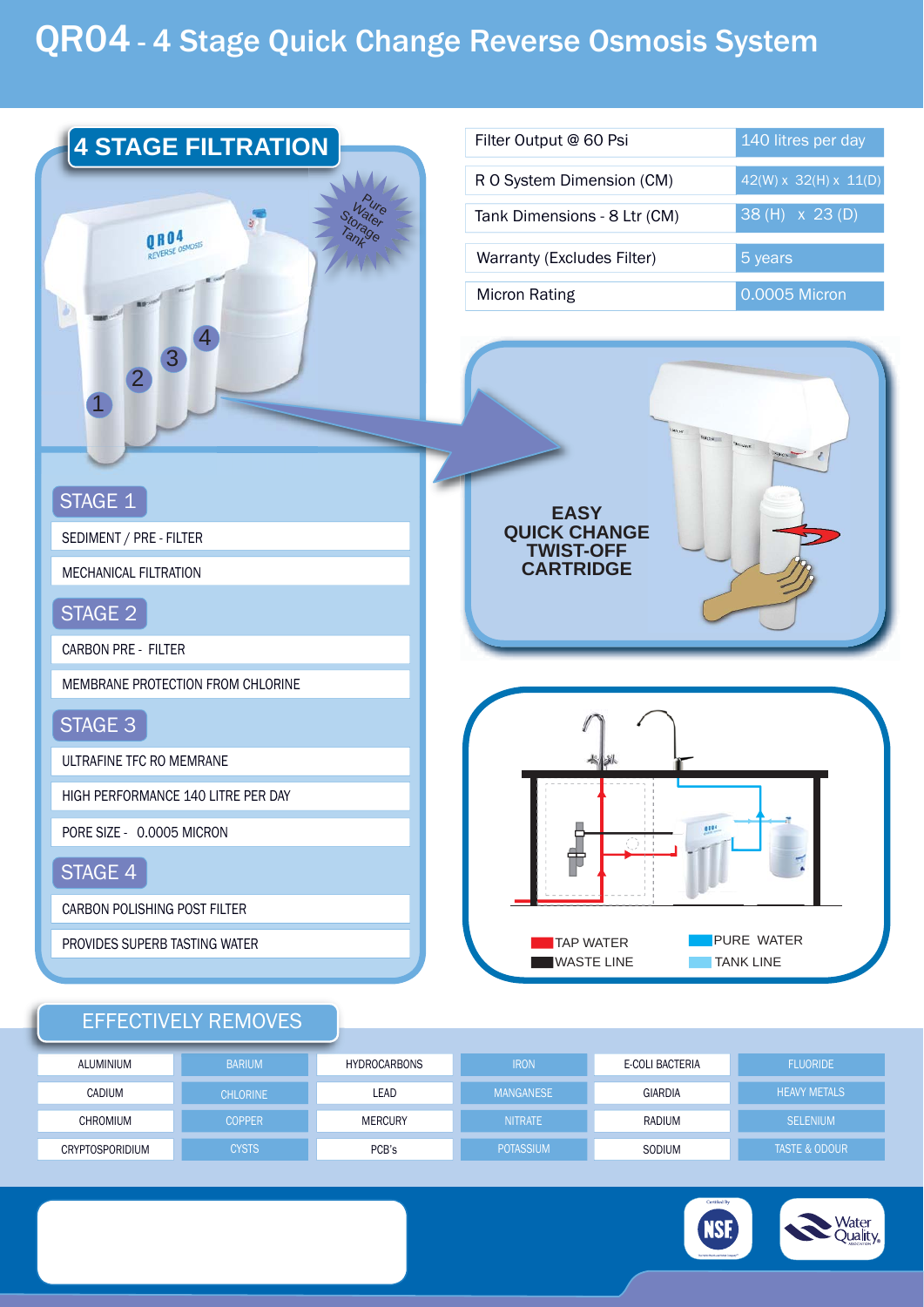# QR04 - 4 Stage Quick Change Reverse Osmosis System

| | |
|---|---|
| Filter Output @ 60 Psi | 140 litres per day |
| R O System Dimension (CM) | 42(W) x 32(H) x 11(D) |
| Tank Dimensions - 8 Ltr (CM) | 38 (H) x 23 (D) |
| Warranty (Excludes Filter) | 5 years |
| Micron Rating | 0.0005 Micron |

## 4 STAGE FILTRATION

Pure Water Storage Tank

### STAGE 1

- SEDIMENT / PRE - FILTER
- MECHANICAL FILTRATION

### STAGE 2

- CARBON PRE - FILTER
- MEMBRANE PROTECTION FROM CHLORINE

### STAGE 3

- ULTRAFINE TFC RO MEMRANE
- HIGH PERFORMANCE 140 LITRE PER DAY
- PORE SIZE - 0.0005 MICRON

### STAGE 4

- CARBON POLISHING POST FILTER
- PROVIDES SUPERB TASTING WATER

**EASY QUICK CHANGE TWIST-OFF CARTRIDGE**

TAP WATER
WASTE LINE
PURE WATER
TANK LINE

## EFFECTIVELY REMOVES

| | | | | | |
|---|---|---|---|---|---|
| ALUMINIUM | BARIUM | HYDROCARBONS | IRON | E-COLI BACTERIA | FLUORIDE |
| CADIUM | CHLORINE | LEAD | MANGANESE | GIARDIA | HEAVY METALS |
| CHROMIUM | COPPER | MERCURY | NITRATE | RADIUM | SELENIUM |
| CRYPTOSPORIDIUM | CYSTS | PCB's | POTASSIUM | SODIUM | TASTE & ODOUR |